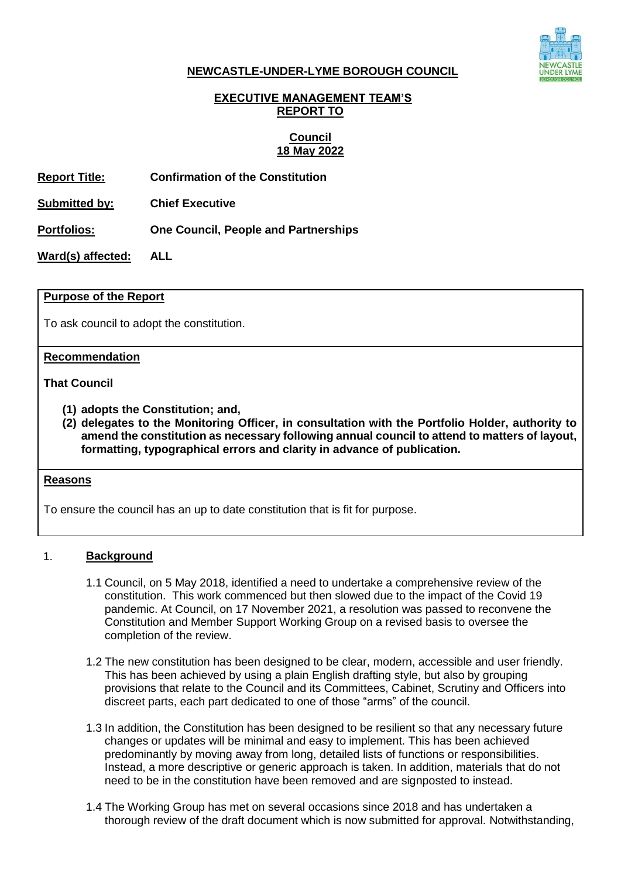**NEWCASTLE-UNDER-LYME BOROUGH COUNCIL**

**EXECUTIVE MANAGEMENT TEAM'S REPORT TO**

**Council**
**18 May 2022**

**Report Title:** **Confirmation of the Constitution**

**Submitted by:** **Chief Executive**

**Portfolios:** **One Council, People and Partnerships**

**Ward(s) affected:** **ALL**

**Purpose of the Report**

To ask council to adopt the constitution.

**Recommendation**

**That Council**

**(1) adopts the Constitution; and,**
**(2) delegates to the Monitoring Officer, in consultation with the Portfolio Holder, authority to amend the constitution as necessary following annual council to attend to matters of layout, formatting, typographical errors and clarity in advance of publication.**

**Reasons**

To ensure the council has an up to date constitution that is fit for purpose.

## 1. Background

1.1 Council, on 5 May 2018, identified a need to undertake a comprehensive review of the constitution. This work commenced but then slowed due to the impact of the Covid 19 pandemic. At Council, on 17 November 2021, a resolution was passed to reconvene the Constitution and Member Support Working Group on a revised basis to oversee the completion of the review.

1.2 The new constitution has been designed to be clear, modern, accessible and user friendly. This has been achieved by using a plain English drafting style, but also by grouping provisions that relate to the Council and its Committees, Cabinet, Scrutiny and Officers into discreet parts, each part dedicated to one of those "arms" of the council.

1.3 In addition, the Constitution has been designed to be resilient so that any necessary future changes or updates will be minimal and easy to implement. This has been achieved predominantly by moving away from long, detailed lists of functions or responsibilities. Instead, a more descriptive or generic approach is taken. In addition, materials that do not need to be in the constitution have been removed and are signposted to instead.

1.4 The Working Group has met on several occasions since 2018 and has undertaken a thorough review of the draft document which is now submitted for approval. Notwithstanding,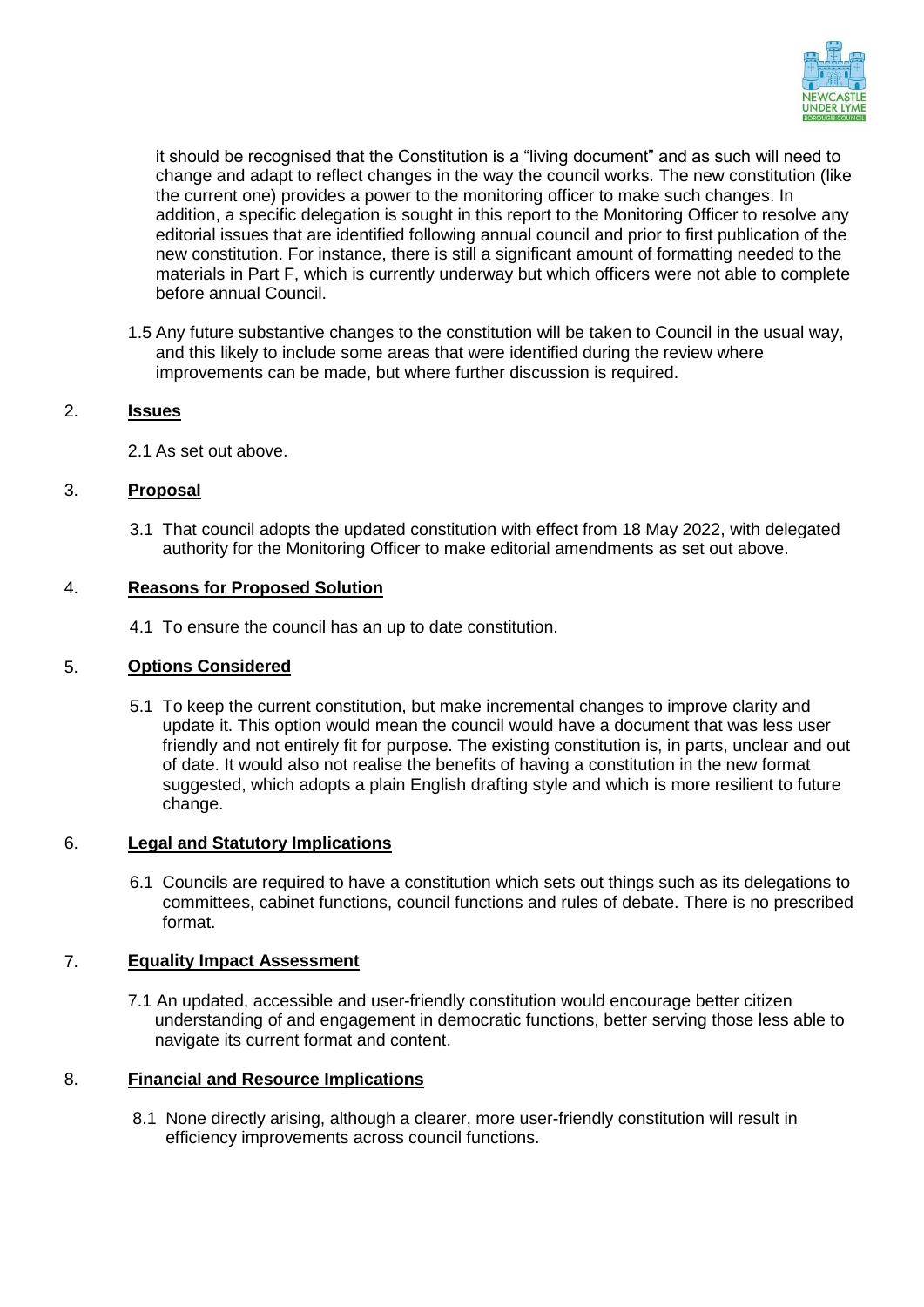it should be recognised that the Constitution is a "living document" and as such will need to change and adapt to reflect changes in the way the council works. The new constitution (like the current one) provides a power to the monitoring officer to make such changes. In addition, a specific delegation is sought in this report to the Monitoring Officer to resolve any editorial issues that are identified following annual council and prior to first publication of the new constitution. For instance, there is still a significant amount of formatting needed to the materials in Part F, which is currently underway but which officers were not able to complete before annual Council.

1.5 Any future substantive changes to the constitution will be taken to Council in the usual way, and this likely to include some areas that were identified during the review where improvements can be made, but where further discussion is required.

## 2. Issues

2.1 As set out above.

## 3. Proposal

3.1 That council adopts the updated constitution with effect from 18 May 2022, with delegated authority for the Monitoring Officer to make editorial amendments as set out above.

## 4. Reasons for Proposed Solution

4.1 To ensure the council has an up to date constitution.

## 5. Options Considered

5.1 To keep the current constitution, but make incremental changes to improve clarity and update it. This option would mean the council would have a document that was less user friendly and not entirely fit for purpose. The existing constitution is, in parts, unclear and out of date. It would also not realise the benefits of having a constitution in the new format suggested, which adopts a plain English drafting style and which is more resilient to future change.

## 6. Legal and Statutory Implications

6.1 Councils are required to have a constitution which sets out things such as its delegations to committees, cabinet functions, council functions and rules of debate. There is no prescribed format.

## 7. Equality Impact Assessment

7.1 An updated, accessible and user-friendly constitution would encourage better citizen understanding of and engagement in democratic functions, better serving those less able to navigate its current format and content.

## 8. Financial and Resource Implications

8.1 None directly arising, although a clearer, more user-friendly constitution will result in efficiency improvements across council functions.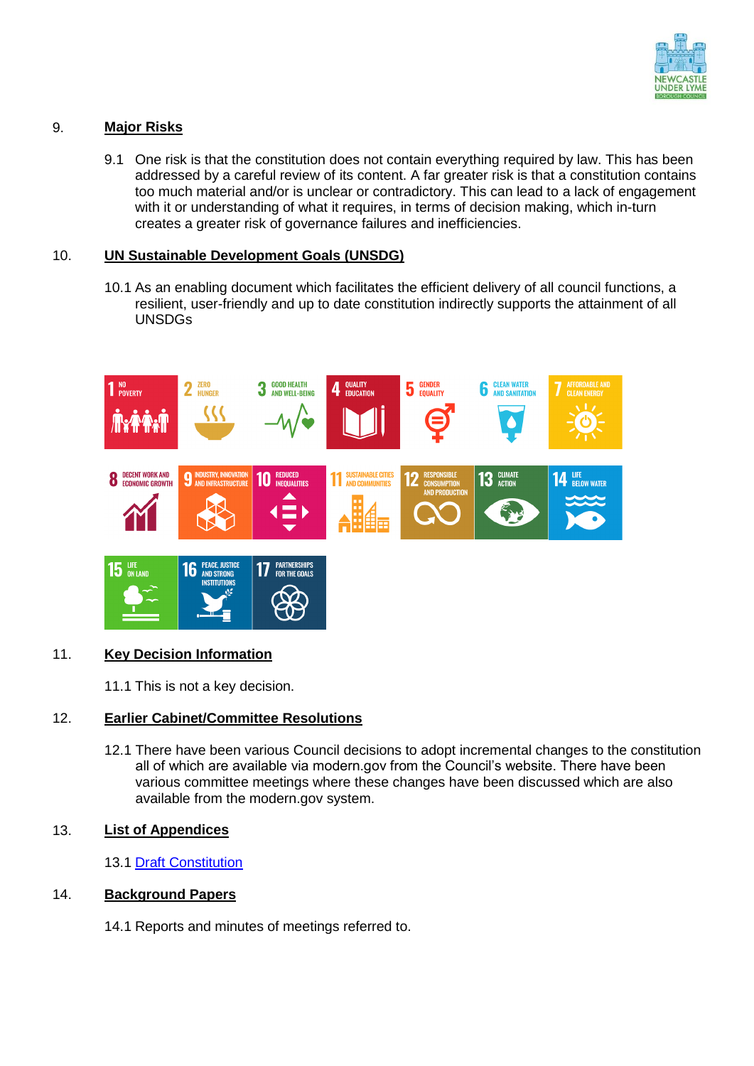## 9. Major Risks

9.1 One risk is that the constitution does not contain everything required by law. This has been addressed by a careful review of its content. A far greater risk is that a constitution contains too much material and/or is unclear or contradictory. This can lead to a lack of engagement with it or understanding of what it requires, in terms of decision making, which in-turn creates a greater risk of governance failures and inefficiencies.

## 10. UN Sustainable Development Goals (UNSDG)

10.1 As an enabling document which facilitates the efficient delivery of all council functions, a resilient, user-friendly and up to date constitution indirectly supports the attainment of all UNSDGs

1 NO POVERTY
2 ZERO HUNGER
3 GOOD HEALTH AND WELL-BEING
4 QUALITY EDUCATION
5 GENDER EQUALITY
6 CLEAN WATER AND SANITATION
7 AFFORDABLE AND CLEAN ENERGY
8 DECENT WORK AND ECONOMIC GROWTH
9 INDUSTRY, INNOVATION AND INFRASTRUCTURE
10 REDUCED INEQUALITIES
11 SUSTAINABLE CITIES AND COMMUNITIES
12 RESPONSIBLE CONSUMPTION AND PRODUCTION
13 CLIMATE ACTION
14 LIFE BELOW WATER
15 LIFE ON LAND
16 PEACE, JUSTICE AND STRONG INSTITUTIONS
17 PARTNERSHIPS FOR THE GOALS

## 11. Key Decision Information

11.1 This is not a key decision.

## 12. Earlier Cabinet/Committee Resolutions

12.1 There have been various Council decisions to adopt incremental changes to the constitution all of which are available via modern.gov from the Council's website. There have been various committee meetings where these changes have been discussed which are also available from the modern.gov system.

## 13. List of Appendices

13.1 Draft Constitution

## 14. Background Papers

14.1 Reports and minutes of meetings referred to.